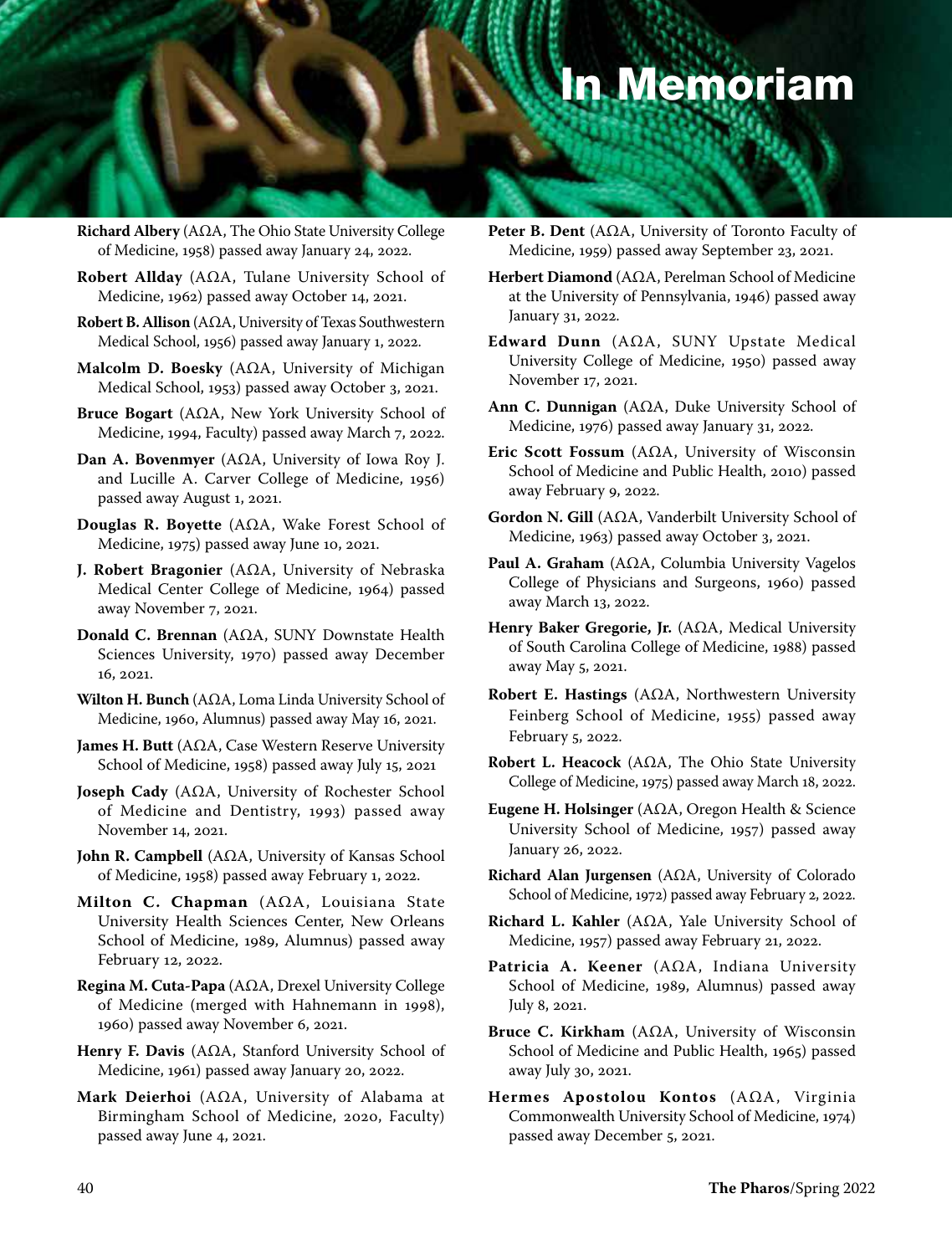# In Memoriam

**Richard Albery** (AΩA, The Ohio State University College of Medicine, 1958) passed away January 24, 2022.

**Robert Allday** (AΩA, Tulane University School of Medicine, 1962) passed away October 14, 2021.

**Robert B. Allison** (AΩA, University of Texas Southwestern Medical School, 1956) passed away January 1, 2022.

**Malcolm D. Boesky** (AΩA, University of Michigan Medical School, 1953) passed away October 3, 2021.

**Bruce Bogart** (AΩA, New York University School of Medicine, 1994, Faculty) passed away March 7, 2022.

**Dan A. Bovenmyer** (AΩA, University of Iowa Roy J. and Lucille A. Carver College of Medicine, 1956) passed away August 1, 2021.

**Douglas R. Boyette** (AΩA, Wake Forest School of Medicine, 1975) passed away June 10, 2021.

**J. Robert Bragonier** (AΩA, University of Nebraska Medical Center College of Medicine, 1964) passed away November 7, 2021.

**Donald C. Brennan** (AΩA, SUNY Downstate Health Sciences University, 1970) passed away December 16, 2021.

**Wilton H. Bunch** (AΩA, Loma Linda University School of Medicine, 1960, Alumnus) passed away May 16, 2021.

**James H. Butt** (AΩA, Case Western Reserve University School of Medicine, 1958) passed away July 15, 2021

**Joseph Cady** (AΩA, University of Rochester School of Medicine and Dentistry, 1993) passed away November 14, 2021.

**John R. Campbell** (AΩA, University of Kansas School of Medicine, 1958) passed away February 1, 2022.

**Milton C. Chapman** (AΩA, Louisiana State University Health Sciences Center, New Orleans School of Medicine, 1989, Alumnus) passed away February 12, 2022.

**Regina M. Cuta-Papa** (AΩA, Drexel University College of Medicine (merged with Hahnemann in 1998), 1960) passed away November 6, 2021.

**Henry F. Davis** (AΩA, Stanford University School of Medicine, 1961) passed away January 20, 2022.

**Mark Deierhoi** (AΩA, University of Alabama at Birmingham School of Medicine, 2020, Faculty) passed away June 4, 2021.

**Peter B. Dent** (AΩA, University of Toronto Faculty of Medicine, 1959) passed away September 23, 2021.

**Herbert Diamond** (AΩA, Perelman School of Medicine at the University of Pennsylvania, 1946) passed away January 31, 2022.

**Edward Dunn** (AΩA, SUNY Upstate Medical University College of Medicine, 1950) passed away November 17, 2021.

**Ann C. Dunnigan** (AΩA, Duke University School of Medicine, 1976) passed away January 31, 2022.

**Eric Scott Fossum** (AΩA, University of Wisconsin School of Medicine and Public Health, 2010) passed away February 9, 2022.

**Gordon N. Gill** (AΩA, Vanderbilt University School of Medicine, 1963) passed away October 3, 2021.

**Paul A. Graham** (AΩA, Columbia University Vagelos College of Physicians and Surgeons, 1960) passed away March 13, 2022.

**Henry Baker Gregorie, Jr.** (AΩA, Medical University of South Carolina College of Medicine, 1988) passed away May 5, 2021.

**Robert E. Hastings** (AΩA, Northwestern University Feinberg School of Medicine, 1955) passed away February 5, 2022.

**Robert L. Heacock** (AΩA, The Ohio State University College of Medicine, 1975) passed away March 18, 2022.

**Eugene H. Holsinger** (AΩA, Oregon Health & Science University School of Medicine, 1957) passed away January 26, 2022.

**Richard Alan Jurgensen** (AΩA, University of Colorado School of Medicine, 1972) passed away February 2, 2022.

**Richard L. Kahler** (AΩA, Yale University School of Medicine, 1957) passed away February 21, 2022.

**Patricia A. Keener** (AΩA, Indiana University School of Medicine, 1989, Alumnus) passed away July 8, 2021.

**Bruce C. Kirkham** (AΩA, University of Wisconsin School of Medicine and Public Health, 1965) passed away July 30, 2021.

**Hermes Apostolou Kontos** (AΩA, Virginia Commonwealth University School of Medicine, 1974) passed away December 5, 2021.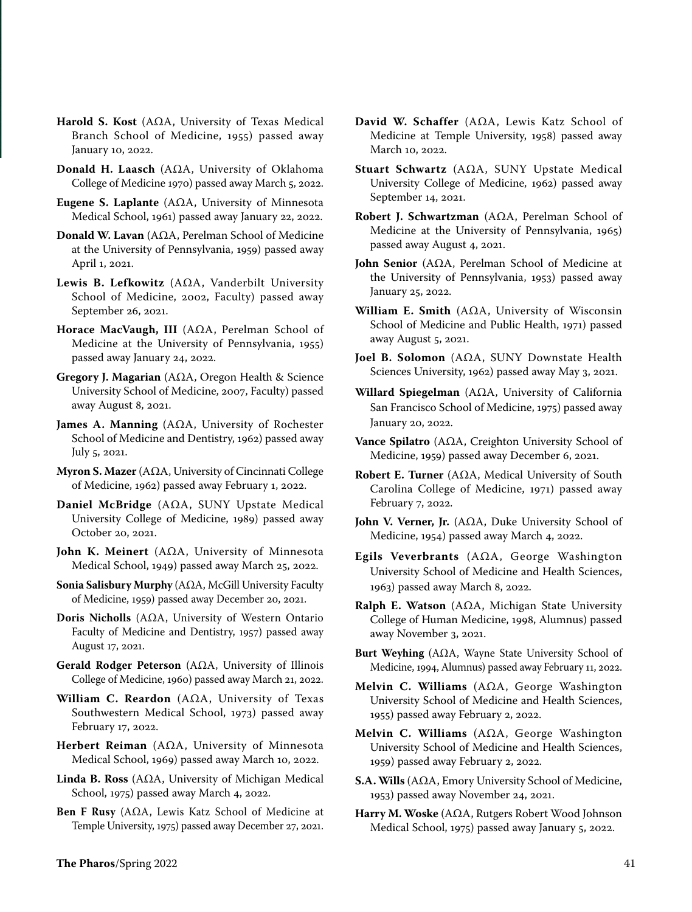**Harold S. Kost** (AΩA, University of Texas Medical Branch School of Medicine, 1955) passed away January 10, 2022.

**Donald H. Laasch** (AΩA, University of Oklahoma College of Medicine 1970) passed away March 5, 2022.

**Eugene S. Laplante** (AΩA, University of Minnesota Medical School, 1961) passed away January 22, 2022.

**Donald W. Lavan** (AΩA, Perelman School of Medicine at the University of Pennsylvania, 1959) passed away April 1, 2021.

**Lewis B. Lefkowitz** (AΩA, Vanderbilt University School of Medicine, 2002, Faculty) passed away September 26, 2021.

**Horace MacVaugh, III** (AΩA, Perelman School of Medicine at the University of Pennsylvania, 1955) passed away January 24, 2022.

**Gregory J. Magarian** (AΩA, Oregon Health & Science University School of Medicine, 2007, Faculty) passed away August 8, 2021.

**James A. Manning** (AΩA, University of Rochester School of Medicine and Dentistry, 1962) passed away July 5, 2021.

**Myron S. Mazer** (AΩA, University of Cincinnati College of Medicine, 1962) passed away February 1, 2022.

**Daniel McBridge** (AΩA, SUNY Upstate Medical University College of Medicine, 1989) passed away October 20, 2021.

**John K. Meinert** (AΩA, University of Minnesota Medical School, 1949) passed away March 25, 2022.

**Sonia Salisbury Murphy** (AΩA, McGill University Faculty of Medicine, 1959) passed away December 20, 2021.

**Doris Nicholls** (AΩA, University of Western Ontario Faculty of Medicine and Dentistry, 1957) passed away August 17, 2021.

**Gerald Rodger Peterson** (AΩA, University of Illinois College of Medicine, 1960) passed away March 21, 2022.

**William C. Reardon** (AΩA, University of Texas Southwestern Medical School, 1973) passed away February 17, 2022.

**Herbert Reiman** (AΩA, University of Minnesota Medical School, 1969) passed away March 10, 2022.

**Linda B. Ross** (AΩA, University of Michigan Medical School, 1975) passed away March 4, 2022.

**Ben F Rusy** (AΩA, Lewis Katz School of Medicine at Temple University, 1975) passed away December 27, 2021.

**David W. Schaffer** (AΩA, Lewis Katz School of Medicine at Temple University, 1958) passed away March 10, 2022.

**Stuart Schwartz** (AΩA, SUNY Upstate Medical University College of Medicine, 1962) passed away September 14, 2021.

**Robert J. Schwartzman** (AΩA, Perelman School of Medicine at the University of Pennsylvania, 1965) passed away August 4, 2021.

**John Senior** (AΩA, Perelman School of Medicine at the University of Pennsylvania, 1953) passed away January 25, 2022.

**William E. Smith** (AΩA, University of Wisconsin School of Medicine and Public Health, 1971) passed away August 5, 2021.

**Joel B. Solomon** (AΩA, SUNY Downstate Health Sciences University, 1962) passed away May 3, 2021.

**Willard Spiegelman** (AΩA, University of California San Francisco School of Medicine, 1975) passed away January 20, 2022.

**Vance Spilatro** (AΩA, Creighton University School of Medicine, 1959) passed away December 6, 2021.

**Robert E. Turner** (AΩA, Medical University of South Carolina College of Medicine, 1971) passed away February 7, 2022.

**John V. Verner, Jr.** (AΩA, Duke University School of Medicine, 1954) passed away March 4, 2022.

**Egils Veverbrants** (AΩA, George Washington University School of Medicine and Health Sciences, 1963) passed away March 8, 2022.

**Ralph E. Watson** (AΩA, Michigan State University College of Human Medicine, 1998, Alumnus) passed away November 3, 2021.

**Burt Weyhing** (AΩA, Wayne State University School of Medicine, 1994, Alumnus) passed away February 11, 2022.

**Melvin C. Williams** (AΩA, George Washington University School of Medicine and Health Sciences, 1955) passed away February 2, 2022.

**Melvin C. Williams** (AΩA, George Washington University School of Medicine and Health Sciences, 1959) passed away February 2, 2022.

**S.A. Wills** (AΩA, Emory University School of Medicine, 1953) passed away November 24, 2021.

**Harry M. Woske** (AΩA, Rutgers Robert Wood Johnson Medical School, 1975) passed away January 5, 2022.